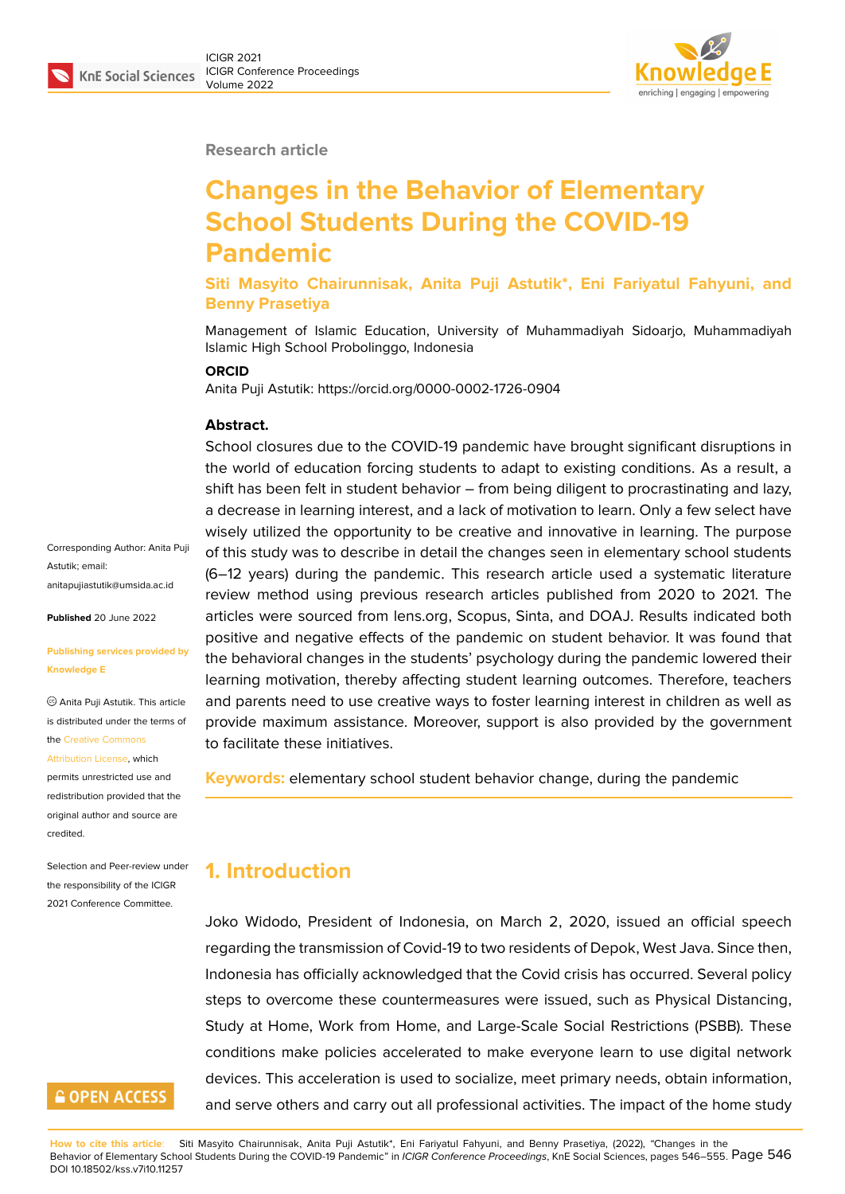Research article

# Changes in the Behavior of Elementary School Students During the COVID-19 Pandemic

**Siti Masyito Chairunnisak, Anita Puji Astutik*, Eni Fariyatul Fahyuni, and Benny Prasetiya**

Management of Islamic Education, University of Muhammadiyah Sidoarjo, Muhammadiyah Islamic High School Probolinggo, Indonesia

**ORCID**

Anita Puji Astutik: https://orcid.org/0000-0002-1726-0904

Corresponding Author: Anita Puji Astutik; email: anitapujiastutik@umsida.ac.id

**Published** 20 June 2022

**Publishing services provided by Knowledge E**

© Anita Puji Astutik. This article is distributed under the terms of the Creative Commons Attribution License, which permits unrestricted use and redistribution provided that the original author and source are credited.

Selection and Peer-review under the responsibility of the ICIGR 2021 Conference Committee.

**Abstract.**

School closures due to the COVID-19 pandemic have brought significant disruptions in the world of education forcing students to adapt to existing conditions. As a result, a shift has been felt in student behavior – from being diligent to procrastinating and lazy, a decrease in learning interest, and a lack of motivation to learn. Only a few select have wisely utilized the opportunity to be creative and innovative in learning. The purpose of this study was to describe in detail the changes seen in elementary school students (6–12 years) during the pandemic. This research article used a systematic literature review method using previous research articles published from 2020 to 2021. The articles were sourced from lens.org, Scopus, Sinta, and DOAJ. Results indicated both positive and negative effects of the pandemic on student behavior. It was found that the behavioral changes in the students' psychology during the pandemic lowered their learning motivation, thereby affecting student learning outcomes. Therefore, teachers and parents need to use creative ways to foster learning interest in children as well as provide maximum assistance. Moreover, support is also provided by the government to facilitate these initiatives.

**Keywords:** elementary school student behavior change, during the pandemic

## 1. Introduction

Joko Widodo, President of Indonesia, on March 2, 2020, issued an official speech regarding the transmission of Covid-19 to two residents of Depok, West Java. Since then, Indonesia has officially acknowledged that the Covid crisis has occurred. Several policy steps to overcome these countermeasures were issued, such as Physical Distancing, Study at Home, Work from Home, and Large-Scale Social Restrictions (PSBB). These conditions make policies accelerated to make everyone learn to use digital network devices. This acceleration is used to socialize, meet primary needs, obtain information, and serve others and carry out all professional activities. The impact of the home study

**How to cite this article:** Siti Masyito Chairunnisak, Anita Puji Astutik*, Eni Fariyatul Fahyuni, and Benny Prasetiya, (2022), "Changes in the Behavior of Elementary School Students During the COVID-19 Pandemic" in *ICIGR Conference Proceedings*, KnE Social Sciences, pages 546–555. DOI 10.18502/kss.v7i10.11257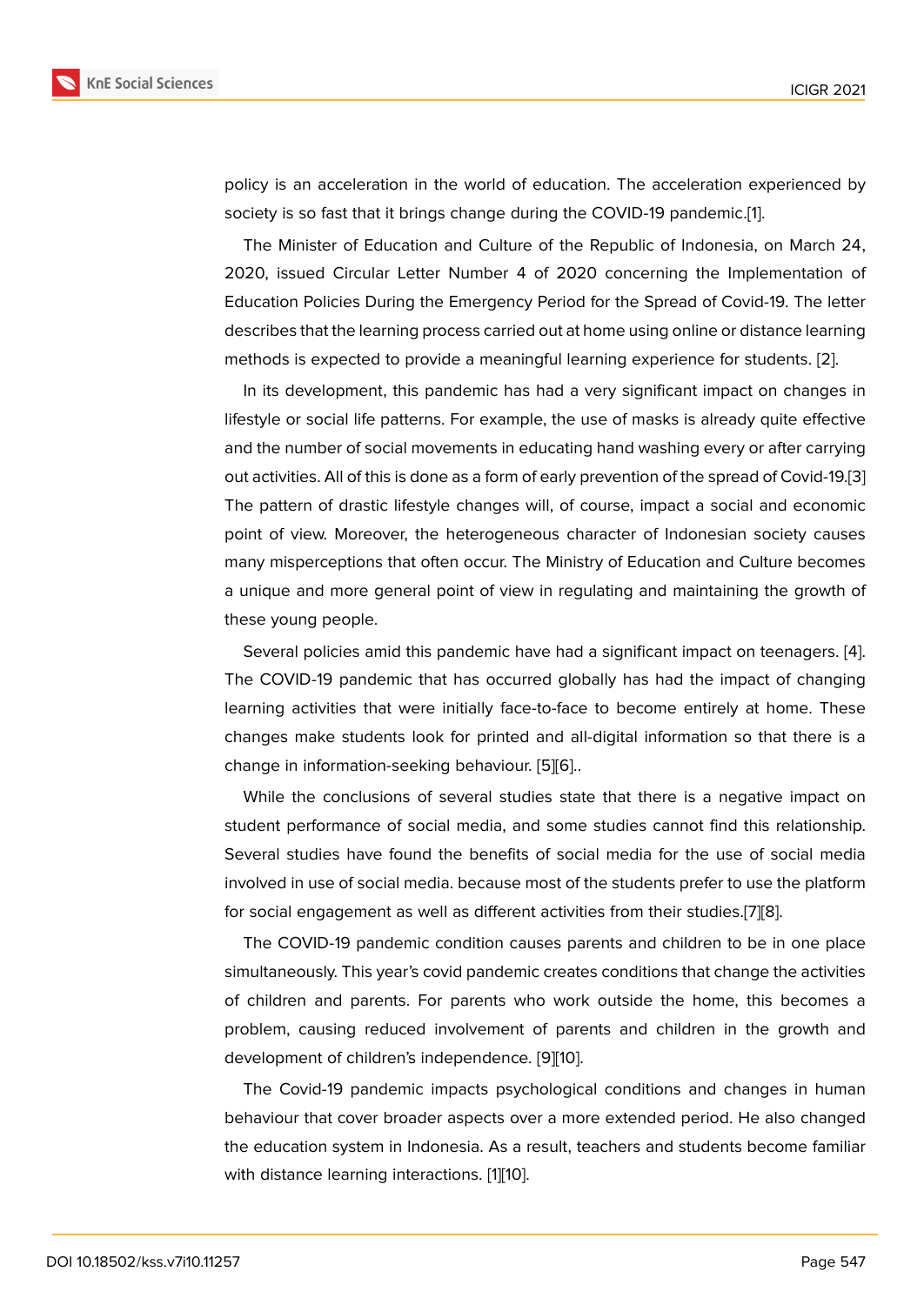policy is an acceleration in the world of education. The acceleration experienced by society is so fast that it brings change during the COVID-19 pandemic.[1].

The Minister of Education and Culture of the Republic of Indonesia, on March 24, 2020, issued Circular Letter Number 4 of 2020 concerning the Implementation of Education Policies During the Emergency Period for the Spread of Covid-19. The letter describes that the learning process carried out at home using online or distance learning methods is expected to provide a meaningful learning experience for students. [2].

In its development, this pandemic has had a very significant impact on changes in lifestyle or social life patterns. For example, the use of masks is already quite effective and the number of social movements in educating hand washing every or after carrying out activities. All of this is done as a form of early prevention of the spread of Covid-19.[3] The pattern of drastic lifestyle changes will, of course, impact a social and economic point of view. Moreover, the heterogeneous character of Indonesian society causes many misperceptions that often occur. The Ministry of Education and Culture becomes a unique and more general point of view in regulating and maintaining the growth of these young people.

Several policies amid this pandemic have had a significant impact on teenagers. [4]. The COVID-19 pandemic that has occurred globally has had the impact of changing learning activities that were initially face-to-face to become entirely at home. These changes make students look for printed and all-digital information so that there is a change in information-seeking behaviour. [5][6]..

While the conclusions of several studies state that there is a negative impact on student performance of social media, and some studies cannot find this relationship. Several studies have found the benefits of social media for the use of social media involved in use of social media. because most of the students prefer to use the platform for social engagement as well as different activities from their studies.[7][8].

The COVID-19 pandemic condition causes parents and children to be in one place simultaneously. This year's covid pandemic creates conditions that change the activities of children and parents. For parents who work outside the home, this becomes a problem, causing reduced involvement of parents and children in the growth and development of children's independence. [9][10].

The Covid-19 pandemic impacts psychological conditions and changes in human behaviour that cover broader aspects over a more extended period. He also changed the education system in Indonesia. As a result, teachers and students become familiar with distance learning interactions. [1][10].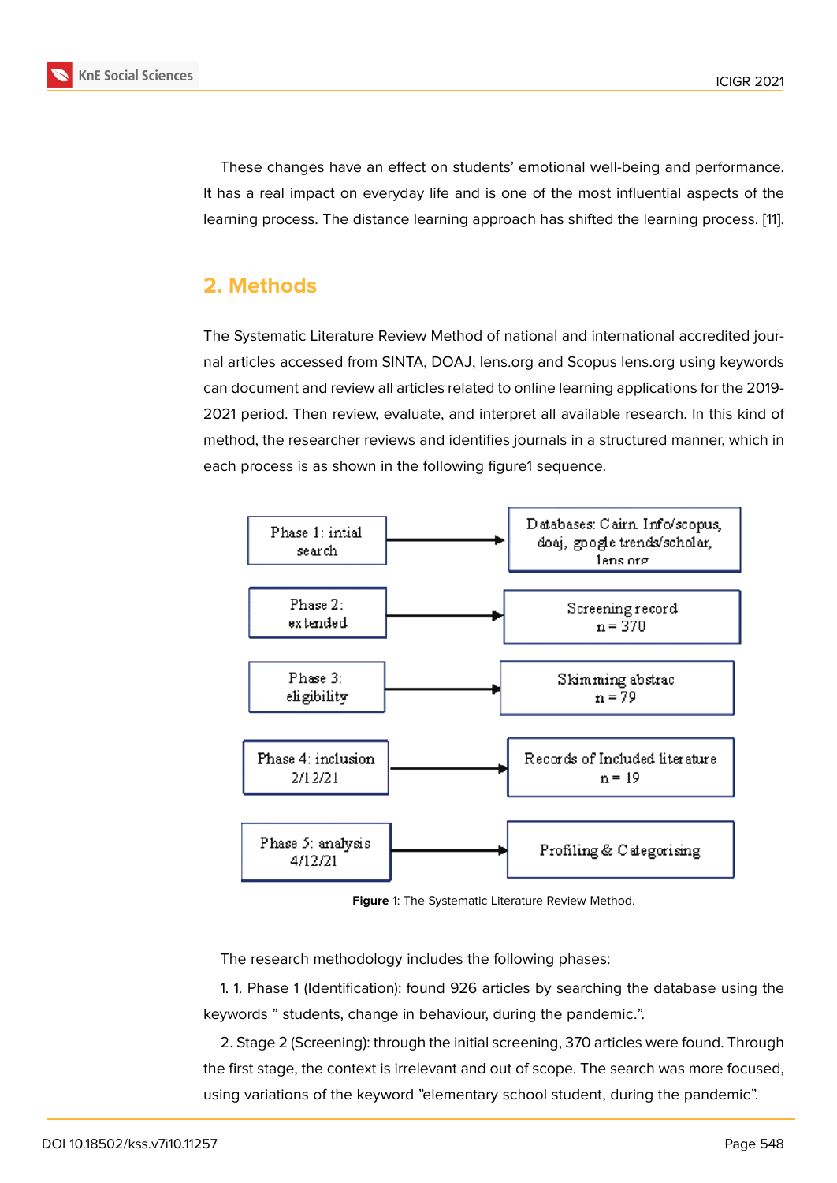These changes have an effect on students' emotional well-being and performance. It has a real impact on everyday life and is one of the most influential aspects of the learning process. The distance learning approach has shifted the learning process. [11].

## 2. Methods

The Systematic Literature Review Method of national and international accredited journal articles accessed from SINTA, DOAJ, lens.org and Scopus lens.org using keywords can document and review all articles related to online learning applications for the 2019-2021 period. Then review, evaluate, and interpret all available research. In this kind of method, the researcher reviews and identifies journals in a structured manner, which in each process is as shown in the following figure1 sequence.

| Phase | | Result |
|---|---|---|
| Phase 1: intial search | → | Databases: Cairn. Info/scopus, doaj, google trends/scholar, lens.org |
| Phase 2: extended | → | Screening record n = 370 |
| Phase 3: eligibility | → | Skimming abstrac n = 79 |
| Phase 4: inclusion 2/12/21 | → | Records of Included literature n = 19 |
| Phase 5: analysis 4/12/21 | → | Profiling & Categorising |

**Figure** 1: The Systematic Literature Review Method.

The research methodology includes the following phases:

1. 1. Phase 1 (Identification): found 926 articles by searching the database using the keywords " students, change in behaviour, during the pandemic.".

2. Stage 2 (Screening): through the initial screening, 370 articles were found. Through the first stage, the context is irrelevant and out of scope. The search was more focused, using variations of the keyword "elementary school student, during the pandemic".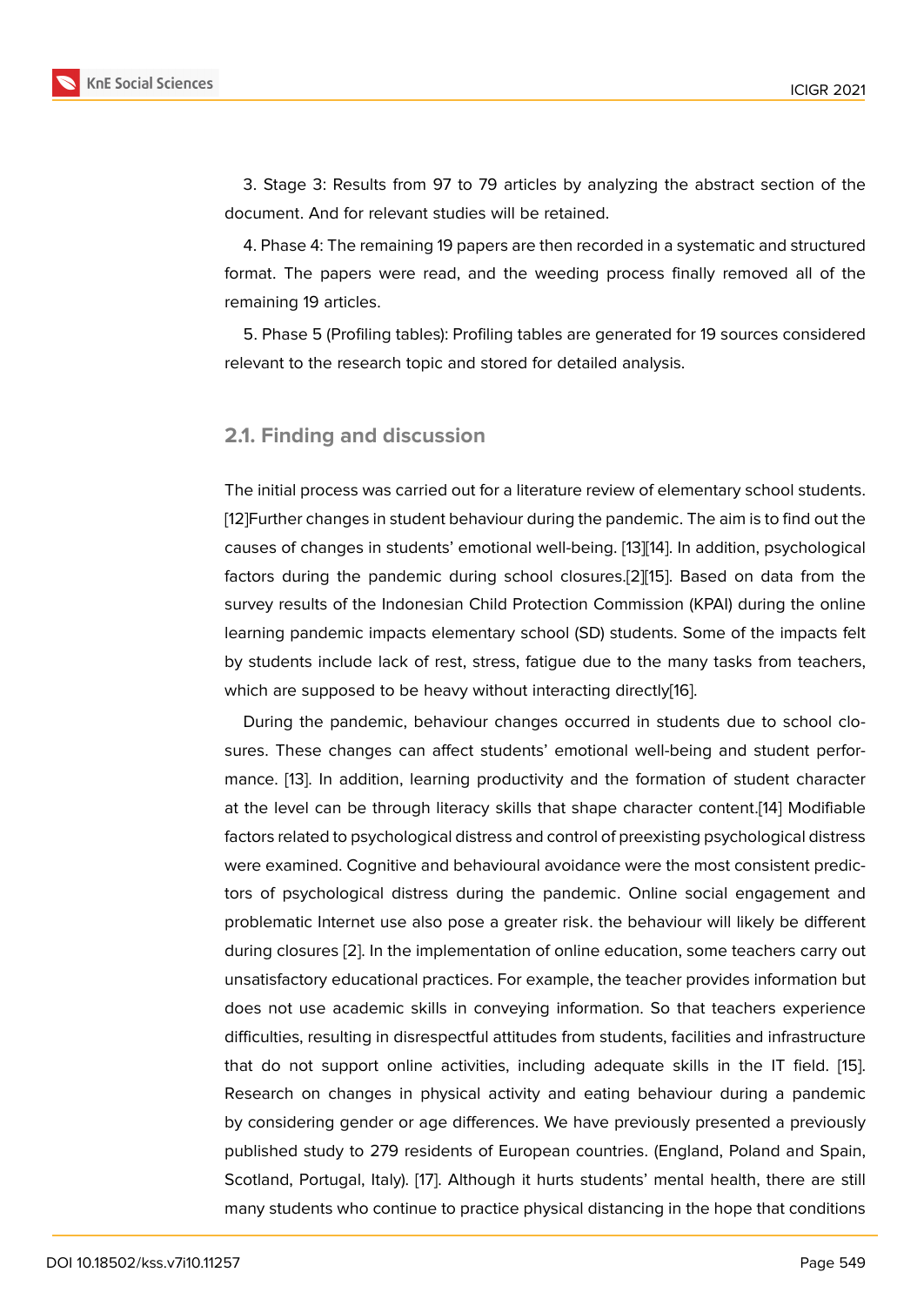3. Stage 3: Results from 97 to 79 articles by analyzing the abstract section of the document. And for relevant studies will be retained.

4. Phase 4: The remaining 19 papers are then recorded in a systematic and structured format. The papers were read, and the weeding process finally removed all of the remaining 19 articles.

5. Phase 5 (Profiling tables): Profiling tables are generated for 19 sources considered relevant to the research topic and stored for detailed analysis.

## 2.1. Finding and discussion

The initial process was carried out for a literature review of elementary school students. [12]Further changes in student behaviour during the pandemic. The aim is to find out the causes of changes in students' emotional well-being. [13][14]. In addition, psychological factors during the pandemic during school closures.[2][15]. Based on data from the survey results of the Indonesian Child Protection Commission (KPAI) during the online learning pandemic impacts elementary school (SD) students. Some of the impacts felt by students include lack of rest, stress, fatigue due to the many tasks from teachers, which are supposed to be heavy without interacting directly[16].

During the pandemic, behaviour changes occurred in students due to school closures. These changes can affect students' emotional well-being and student performance. [13]. In addition, learning productivity and the formation of student character at the level can be through literacy skills that shape character content.[14] Modifiable factors related to psychological distress and control of preexisting psychological distress were examined. Cognitive and behavioural avoidance were the most consistent predictors of psychological distress during the pandemic. Online social engagement and problematic Internet use also pose a greater risk. the behaviour will likely be different during closures [2]. In the implementation of online education, some teachers carry out unsatisfactory educational practices. For example, the teacher provides information but does not use academic skills in conveying information. So that teachers experience difficulties, resulting in disrespectful attitudes from students, facilities and infrastructure that do not support online activities, including adequate skills in the IT field. [15]. Research on changes in physical activity and eating behaviour during a pandemic by considering gender or age differences. We have previously presented a previously published study to 279 residents of European countries. (England, Poland and Spain, Scotland, Portugal, Italy). [17]. Although it hurts students' mental health, there are still many students who continue to practice physical distancing in the hope that conditions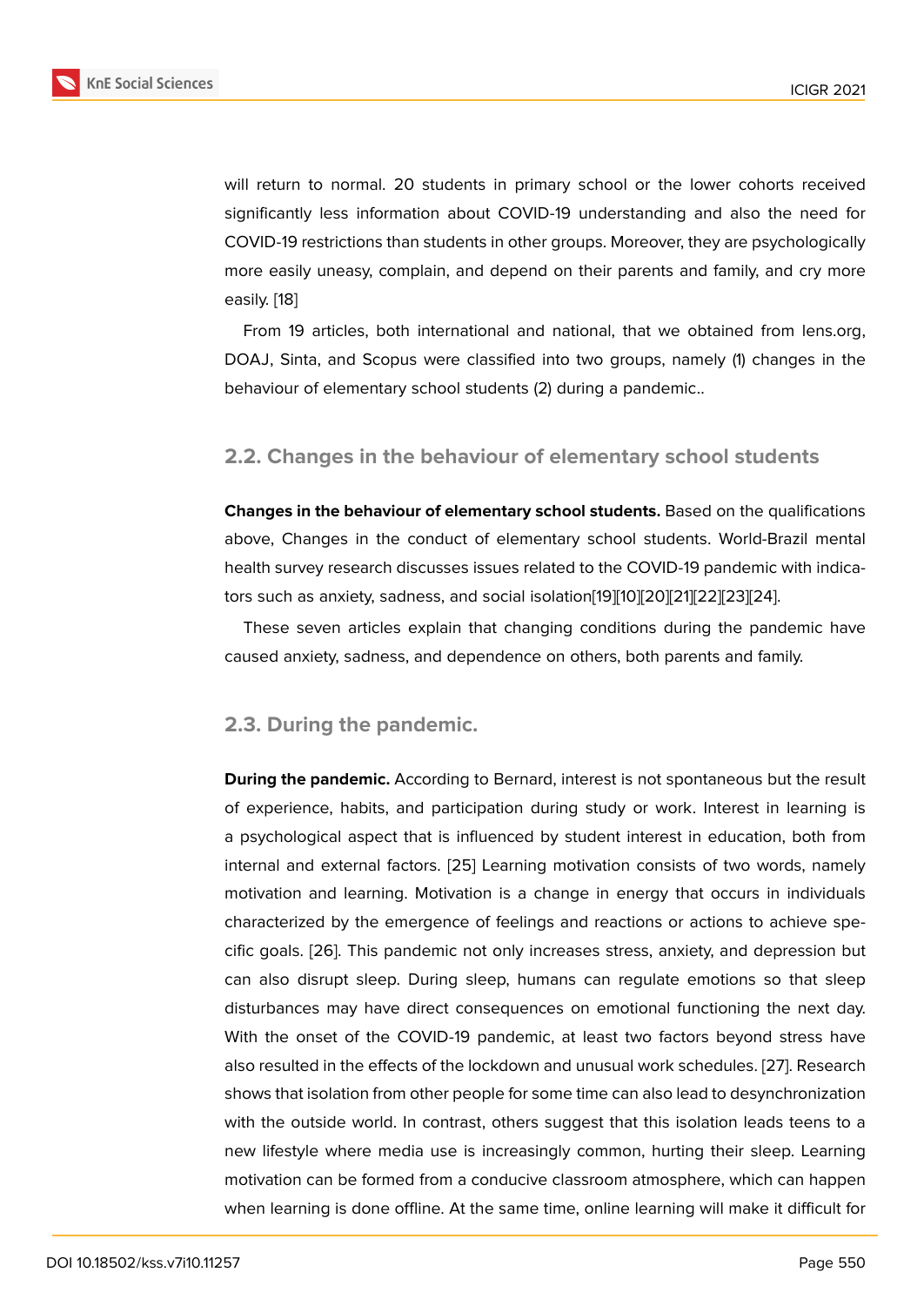will return to normal. 20 students in primary school or the lower cohorts received significantly less information about COVID-19 understanding and also the need for COVID-19 restrictions than students in other groups. Moreover, they are psychologically more easily uneasy, complain, and depend on their parents and family, and cry more easily. [18]

From 19 articles, both international and national, that we obtained from lens.org, DOAJ, Sinta, and Scopus were classified into two groups, namely (1) changes in the behaviour of elementary school students (2) during a pandemic..

## 2.2. Changes in the behaviour of elementary school students

**Changes in the behaviour of elementary school students.** Based on the qualifications above, Changes in the conduct of elementary school students. World-Brazil mental health survey research discusses issues related to the COVID-19 pandemic with indicators such as anxiety, sadness, and social isolation[19][10][20][21][22][23][24].

These seven articles explain that changing conditions during the pandemic have caused anxiety, sadness, and dependence on others, both parents and family.

## 2.3. During the pandemic.

**During the pandemic.** According to Bernard, interest is not spontaneous but the result of experience, habits, and participation during study or work. Interest in learning is a psychological aspect that is influenced by student interest in education, both from internal and external factors. [25] Learning motivation consists of two words, namely motivation and learning. Motivation is a change in energy that occurs in individuals characterized by the emergence of feelings and reactions or actions to achieve specific goals. [26]. This pandemic not only increases stress, anxiety, and depression but can also disrupt sleep. During sleep, humans can regulate emotions so that sleep disturbances may have direct consequences on emotional functioning the next day. With the onset of the COVID-19 pandemic, at least two factors beyond stress have also resulted in the effects of the lockdown and unusual work schedules. [27]. Research shows that isolation from other people for some time can also lead to desynchronization with the outside world. In contrast, others suggest that this isolation leads teens to a new lifestyle where media use is increasingly common, hurting their sleep. Learning motivation can be formed from a conducive classroom atmosphere, which can happen when learning is done offline. At the same time, online learning will make it difficult for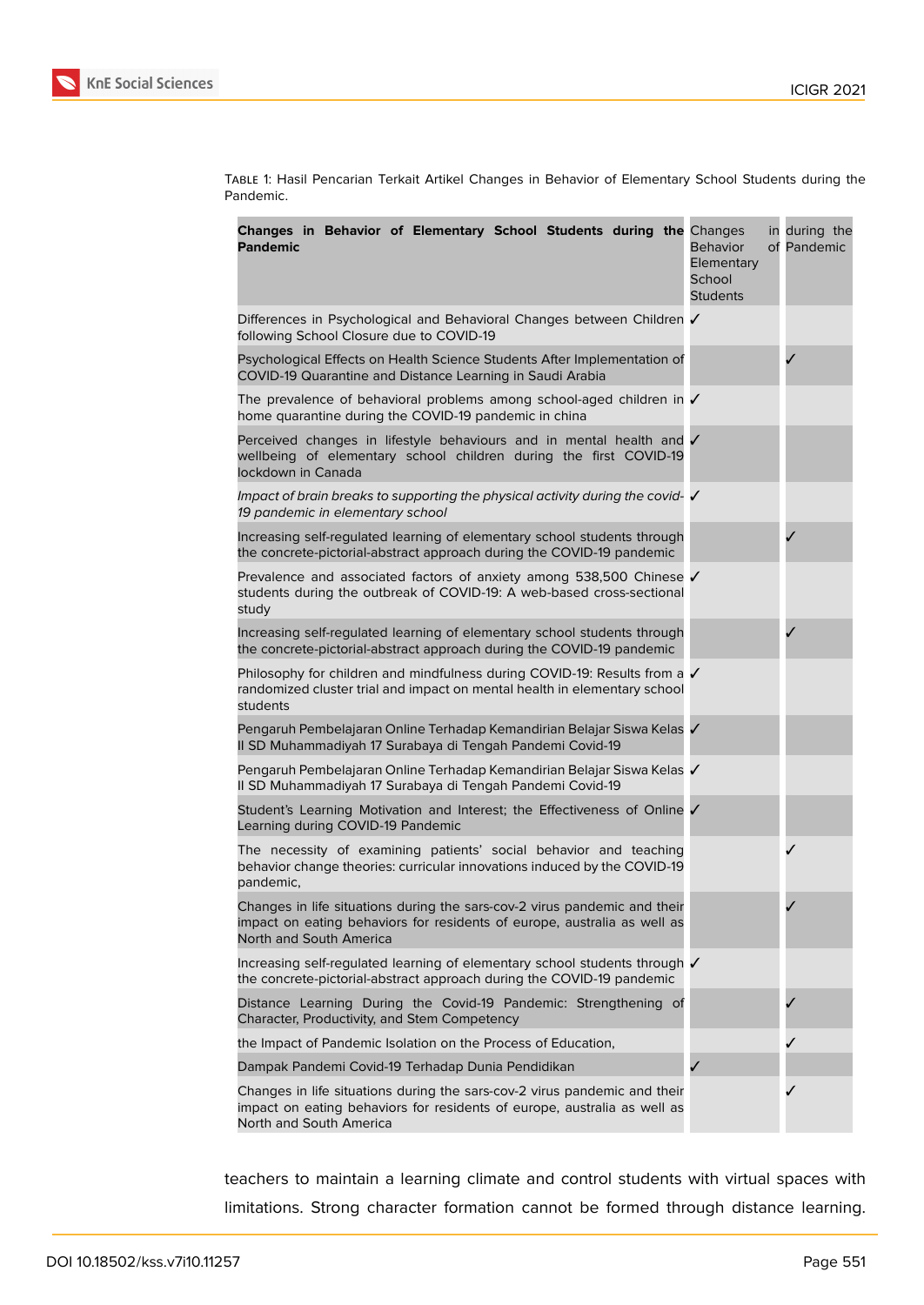Table 1: Hasil Pencarian Terkait Artikel Changes in Behavior of Elementary School Students during the Pandemic.

| **Changes in Behavior of Elementary School Students during the Pandemic** | Changes in Behavior of Elementary School Students | during the Pandemic |
|---|---|---|
| Differences in Psychological and Behavioral Changes between Children following School Closure due to COVID-19 | ✓ | |
| Psychological Effects on Health Science Students After Implementation of COVID-19 Quarantine and Distance Learning in Saudi Arabia | | ✓ |
| The prevalence of behavioral problems among school-aged children in home quarantine during the COVID-19 pandemic in china | ✓ | |
| Perceived changes in lifestyle behaviours and in mental health and wellbeing of elementary school children during the first COVID-19 lockdown in Canada | ✓ | |
| *Impact of brain breaks to supporting the physical activity during the covid-19 pandemic in elementary school* | ✓ | |
| Increasing self-regulated learning of elementary school students through the concrete-pictorial-abstract approach during the COVID-19 pandemic | | ✓ |
| Prevalence and associated factors of anxiety among 538,500 Chinese students during the outbreak of COVID-19: A web-based cross-sectional study | ✓ | |
| Increasing self-regulated learning of elementary school students through the concrete-pictorial-abstract approach during the COVID-19 pandemic | | ✓ |
| Philosophy for children and mindfulness during COVID-19: Results from a randomized cluster trial and impact on mental health in elementary school students | ✓ | |
| Pengaruh Pembelajaran Online Terhadap Kemandirian Belajar Siswa Kelas II SD Muhammadiyah 17 Surabaya di Tengah Pandemi Covid-19 | ✓ | |
| Pengaruh Pembelajaran Online Terhadap Kemandirian Belajar Siswa Kelas II SD Muhammadiyah 17 Surabaya di Tengah Pandemi Covid-19 | ✓ | |
| Student's Learning Motivation and Interest; the Effectiveness of Online Learning during COVID-19 Pandemic | ✓ | |
| The necessity of examining patients' social behavior and teaching behavior change theories: curricular innovations induced by the COVID-19 pandemic, | | ✓ |
| Changes in life situations during the sars-cov-2 virus pandemic and their impact on eating behaviors for residents of europe, australia as well as North and South America | | ✓ |
| Increasing self-regulated learning of elementary school students through the concrete-pictorial-abstract approach during the COVID-19 pandemic | ✓ | |
| Distance Learning During the Covid-19 Pandemic: Strengthening of Character, Productivity, and Stem Competency | | ✓ |
| the Impact of Pandemic Isolation on the Process of Education, | | ✓ |
| Dampak Pandemi Covid-19 Terhadap Dunia Pendidikan | ✓ | |
| Changes in life situations during the sars-cov-2 virus pandemic and their impact on eating behaviors for residents of europe, australia as well as North and South America | | ✓ |

teachers to maintain a learning climate and control students with virtual spaces with limitations. Strong character formation cannot be formed through distance learning.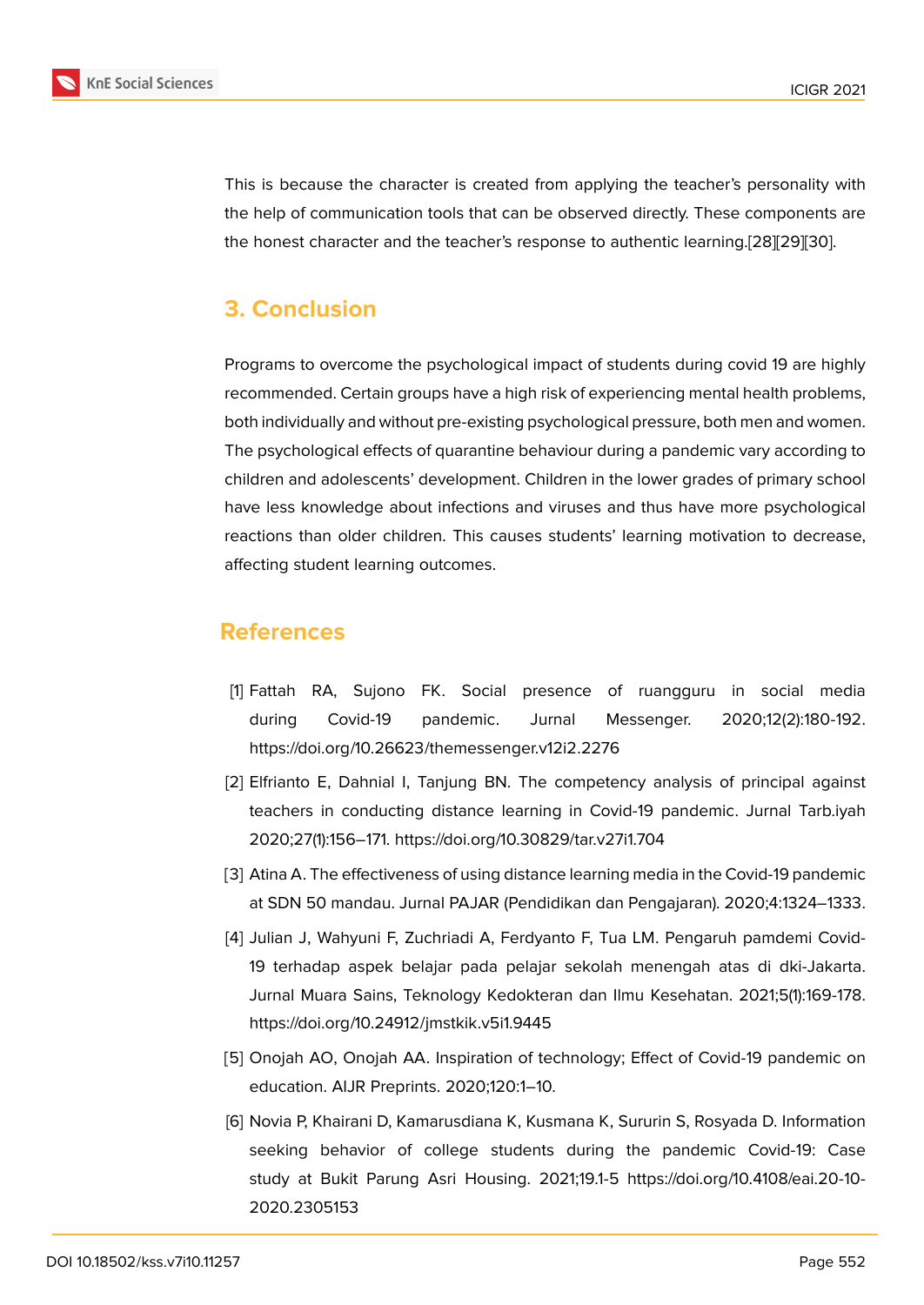This is because the character is created from applying the teacher's personality with the help of communication tools that can be observed directly. These components are the honest character and the teacher's response to authentic learning.[28][29][30].

## 3. Conclusion

Programs to overcome the psychological impact of students during covid 19 are highly recommended. Certain groups have a high risk of experiencing mental health problems, both individually and without pre-existing psychological pressure, both men and women. The psychological effects of quarantine behaviour during a pandemic vary according to children and adolescents' development. Children in the lower grades of primary school have less knowledge about infections and viruses and thus have more psychological reactions than older children. This causes students' learning motivation to decrease, affecting student learning outcomes.

## References

[1] Fattah RA, Sujono FK. Social presence of ruangguru in social media during Covid-19 pandemic. Jurnal Messenger. 2020;12(2):180-192. https://doi.org/10.26623/themessenger.v12i2.2276

[2] Elfrianto E, Dahnial I, Tanjung BN. The competency analysis of principal against teachers in conducting distance learning in Covid-19 pandemic. Jurnal Tarb.iyah 2020;27(1):156–171. https://doi.org/10.30829/tar.v27i1.704

[3] Atina A. The effectiveness of using distance learning media in the Covid-19 pandemic at SDN 50 mandau. Jurnal PAJAR (Pendidikan dan Pengajaran). 2020;4:1324–1333.

[4] Julian J, Wahyuni F, Zuchriadi A, Ferdyanto F, Tua LM. Pengaruh pamdemi Covid-19 terhadap aspek belajar pada pelajar sekolah menengah atas di dki-Jakarta. Jurnal Muara Sains, Teknology Kedokteran dan Ilmu Kesehatan. 2021;5(1):169-178. https://doi.org/10.24912/jmstkik.v5i1.9445

[5] Onojah AO, Onojah AA. Inspiration of technology; Effect of Covid-19 pandemic on education. AIJR Preprints. 2020;120:1–10.

[6] Novia P, Khairani D, Kamarusdiana K, Kusmana K, Sururin S, Rosyada D. Information seeking behavior of college students during the pandemic Covid-19: Case study at Bukit Parung Asri Housing. 2021;19.1-5 https://doi.org/10.4108/eai.20-10-2020.2305153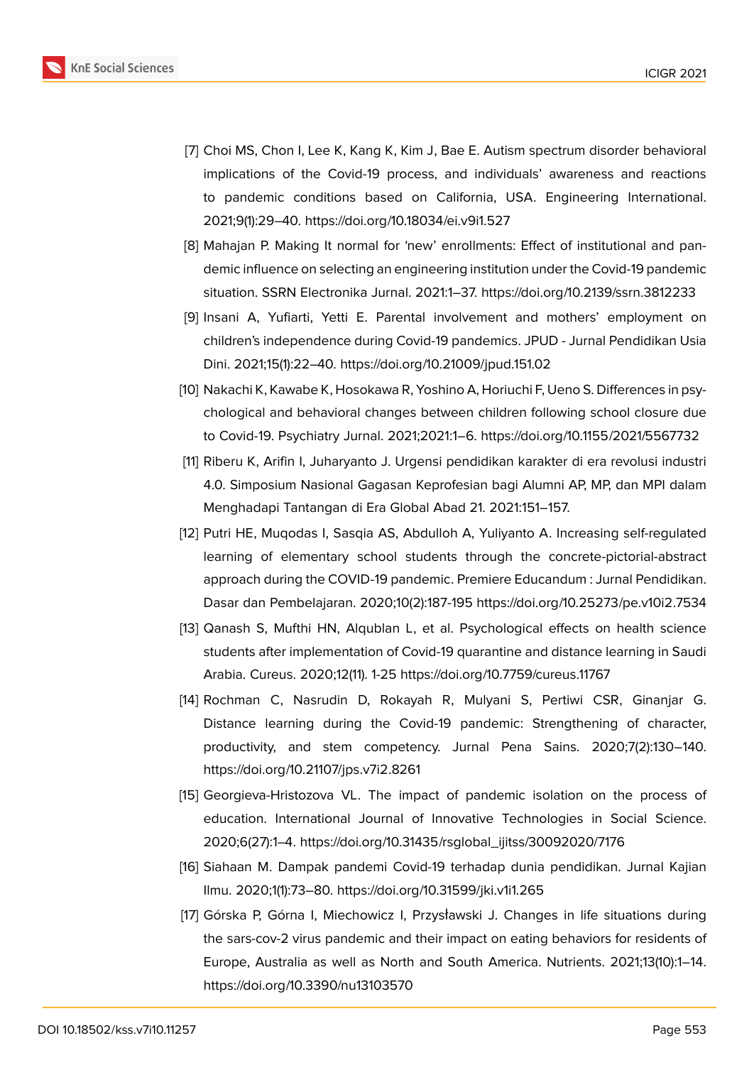[7] Choi MS, Chon I, Lee K, Kang K, Kim J, Bae E. Autism spectrum disorder behavioral implications of the Covid-19 process, and individuals' awareness and reactions to pandemic conditions based on California, USA. Engineering International. 2021;9(1):29–40. https://doi.org/10.18034/ei.v9i1.527

[8] Mahajan P. Making It normal for 'new' enrollments: Effect of institutional and pandemic influence on selecting an engineering institution under the Covid-19 pandemic situation. SSRN Electronika Jurnal. 2021:1–37. https://doi.org/10.2139/ssrn.3812233

[9] Insani A, Yufiarti, Yetti E. Parental involvement and mothers' employment on children's independence during Covid-19 pandemics. JPUD - Jurnal Pendidikan Usia Dini. 2021;15(1):22–40. https://doi.org/10.21009/jpud.151.02

[10] Nakachi K, Kawabe K, Hosokawa R, Yoshino A, Horiuchi F, Ueno S. Differences in psychological and behavioral changes between children following school closure due to Covid-19. Psychiatry Jurnal. 2021;2021:1–6. https://doi.org/10.1155/2021/5567732

[11] Riberu K, Arifin I, Juharyanto J. Urgensi pendidikan karakter di era revolusi industri 4.0. Simposium Nasional Gagasan Keprofesian bagi Alumni AP, MP, dan MPI dalam Menghadapi Tantangan di Era Global Abad 21. 2021:151–157.

[12] Putri HE, Muqodas I, Sasqia AS, Abdulloh A, Yuliyanto A. Increasing self-regulated learning of elementary school students through the concrete-pictorial-abstract approach during the COVID-19 pandemic. Premiere Educandum : Jurnal Pendidikan. Dasar dan Pembelajaran. 2020;10(2):187-195 https://doi.org/10.25273/pe.v10i2.7534

[13] Qanash S, Mufthi HN, Alqublan L, et al. Psychological effects on health science students after implementation of Covid-19 quarantine and distance learning in Saudi Arabia. Cureus. 2020;12(11). 1-25 https://doi.org/10.7759/cureus.11767

[14] Rochman C, Nasrudin D, Rokayah R, Mulyani S, Pertiwi CSR, Ginanjar G. Distance learning during the Covid-19 pandemic: Strengthening of character, productivity, and stem competency. Jurnal Pena Sains. 2020;7(2):130–140. https://doi.org/10.21107/jps.v7i2.8261

[15] Georgieva-Hristozova VL. The impact of pandemic isolation on the process of education. International Journal of Innovative Technologies in Social Science. 2020;6(27):1–4. https://doi.org/10.31435/rsglobal_ijitss/30092020/7176

[16] Siahaan M. Dampak pandemi Covid-19 terhadap dunia pendidikan. Jurnal Kajian Ilmu. 2020;1(1):73–80. https://doi.org/10.31599/jki.v1i1.265

[17] Górska P, Górna I, Miechowicz I, Przysławski J. Changes in life situations during the sars-cov-2 virus pandemic and their impact on eating behaviors for residents of Europe, Australia as well as North and South America. Nutrients. 2021;13(10):1–14. https://doi.org/10.3390/nu13103570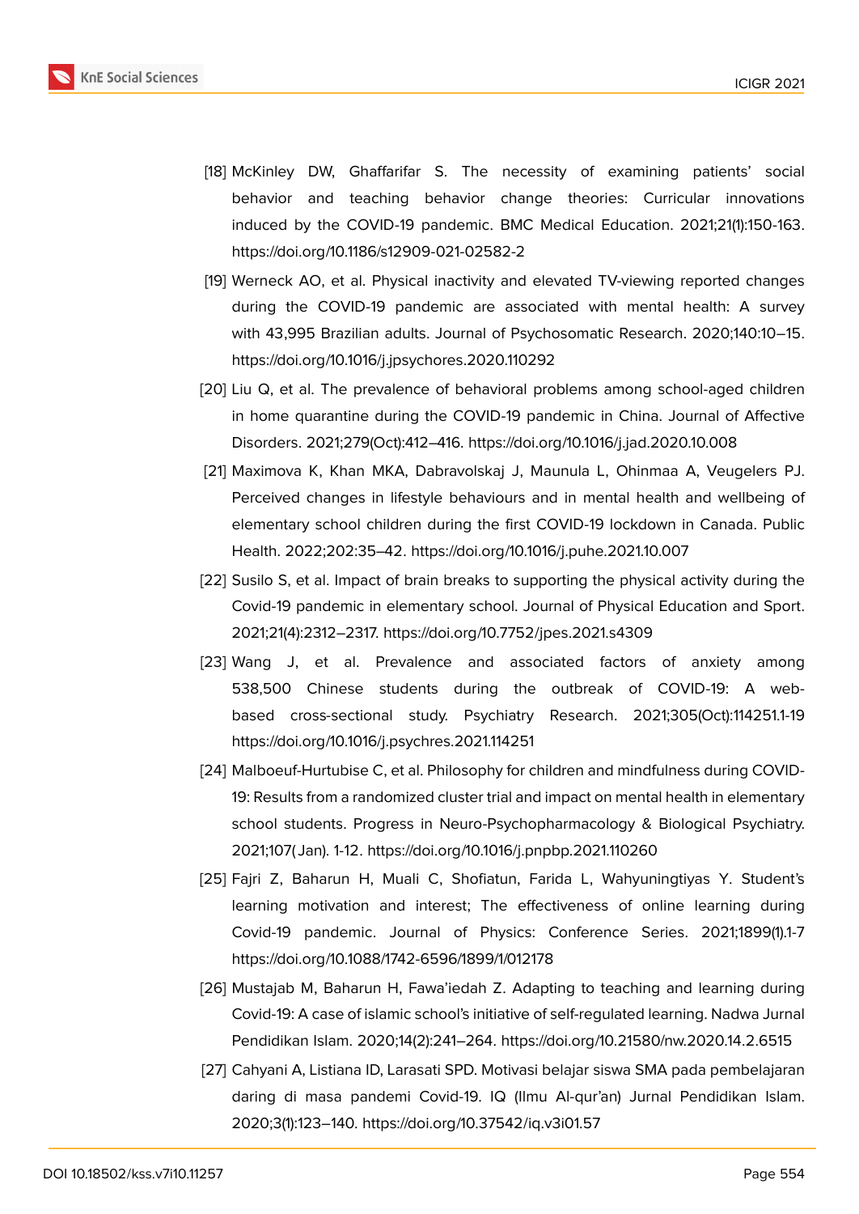[18] McKinley DW, Ghaffarifar S. The necessity of examining patients' social behavior and teaching behavior change theories: Curricular innovations induced by the COVID-19 pandemic. BMC Medical Education. 2021;21(1):150-163. https://doi.org/10.1186/s12909-021-02582-2

[19] Werneck AO, et al. Physical inactivity and elevated TV-viewing reported changes during the COVID-19 pandemic are associated with mental health: A survey with 43,995 Brazilian adults. Journal of Psychosomatic Research. 2020;140:10–15. https://doi.org/10.1016/j.jpsychores.2020.110292

[20] Liu Q, et al. The prevalence of behavioral problems among school-aged children in home quarantine during the COVID-19 pandemic in China. Journal of Affective Disorders. 2021;279(Oct):412–416. https://doi.org/10.1016/j.jad.2020.10.008

[21] Maximova K, Khan MKA, Dabravolskaj J, Maunula L, Ohinmaa A, Veugelers PJ. Perceived changes in lifestyle behaviours and in mental health and wellbeing of elementary school children during the first COVID-19 lockdown in Canada. Public Health. 2022;202:35–42. https://doi.org/10.1016/j.puhe.2021.10.007

[22] Susilo S, et al. Impact of brain breaks to supporting the physical activity during the Covid-19 pandemic in elementary school. Journal of Physical Education and Sport. 2021;21(4):2312–2317. https://doi.org/10.7752/jpes.2021.s4309

[23] Wang J, et al. Prevalence and associated factors of anxiety among 538,500 Chinese students during the outbreak of COVID-19: A web-based cross-sectional study. Psychiatry Research. 2021;305(Oct):114251.1-19 https://doi.org/10.1016/j.psychres.2021.114251

[24] Malboeuf-Hurtubise C, et al. Philosophy for children and mindfulness during COVID-19: Results from a randomized cluster trial and impact on mental health in elementary school students. Progress in Neuro-Psychopharmacology & Biological Psychiatry. 2021;107(Jan). 1-12. https://doi.org/10.1016/j.pnpbp.2021.110260

[25] Fajri Z, Baharun H, Muali C, Shofiatun, Farida L, Wahyuningtiyas Y. Student's learning motivation and interest; The effectiveness of online learning during Covid-19 pandemic. Journal of Physics: Conference Series. 2021;1899(1).1-7 https://doi.org/10.1088/1742-6596/1899/1/012178

[26] Mustajab M, Baharun H, Fawa'iedah Z. Adapting to teaching and learning during Covid-19: A case of islamic school's initiative of self-regulated learning. Nadwa Jurnal Pendidikan Islam. 2020;14(2):241–264. https://doi.org/10.21580/nw.2020.14.2.6515

[27] Cahyani A, Listiana ID, Larasati SPD. Motivasi belajar siswa SMA pada pembelajaran daring di masa pandemi Covid-19. IQ (Ilmu Al-qur'an) Jurnal Pendidikan Islam. 2020;3(1):123–140. https://doi.org/10.37542/iq.v3i01.57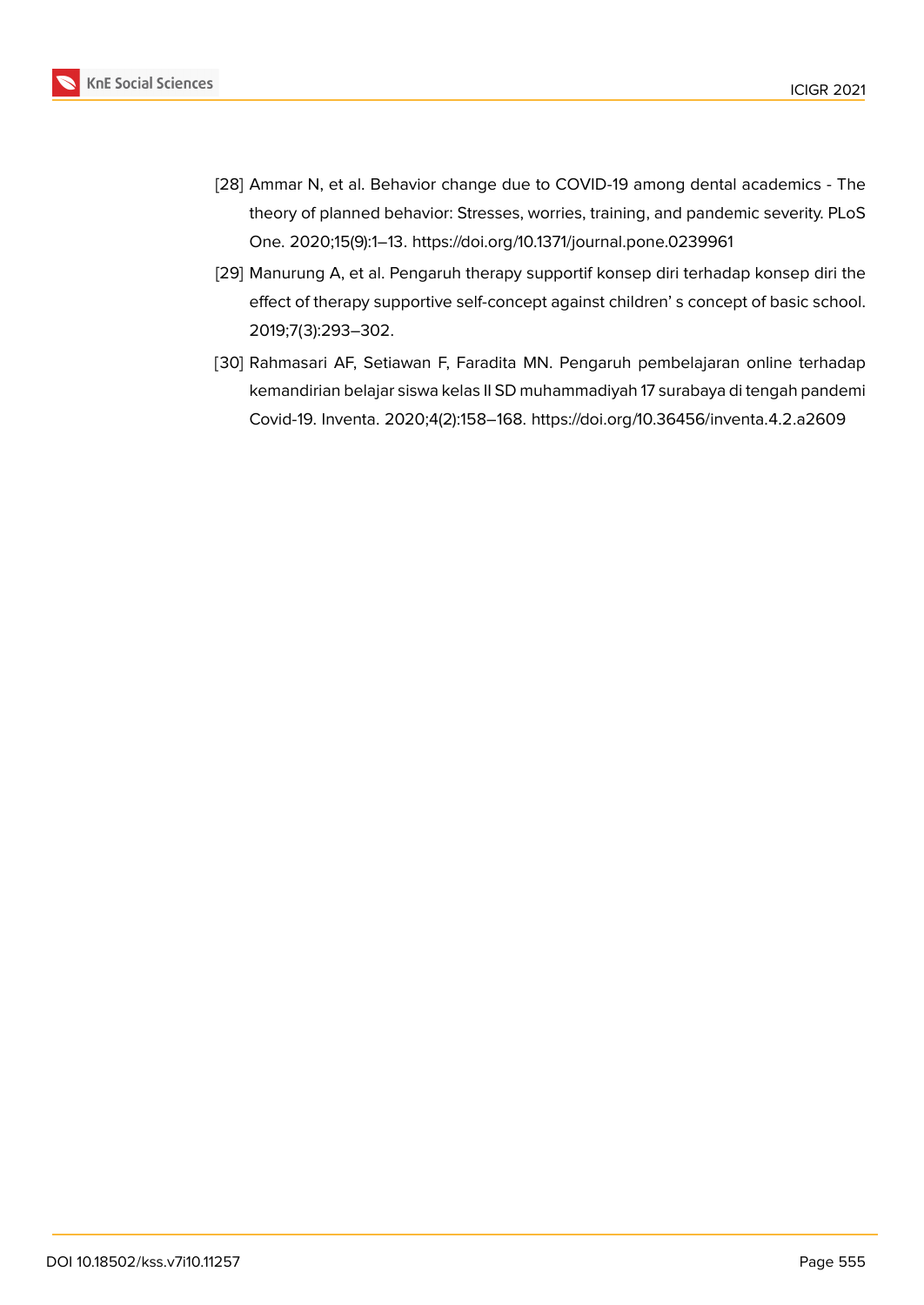[28] Ammar N, et al. Behavior change due to COVID-19 among dental academics - The theory of planned behavior: Stresses, worries, training, and pandemic severity. PLoS One. 2020;15(9):1–13. https://doi.org/10.1371/journal.pone.0239961

[29] Manurung A, et al. Pengaruh therapy supportif konsep diri terhadap konsep diri the effect of therapy supportive self-concept against children' s concept of basic school. 2019;7(3):293–302.

[30] Rahmasari AF, Setiawan F, Faradita MN. Pengaruh pembelajaran online terhadap kemandirian belajar siswa kelas II SD muhammadiyah 17 surabaya di tengah pandemi Covid-19. Inventa. 2020;4(2):158–168. https://doi.org/10.36456/inventa.4.2.a2609